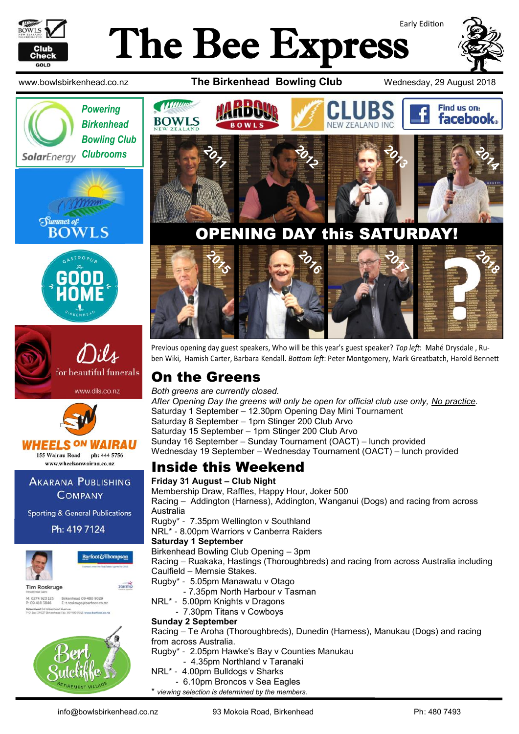# The Bee Express

Early Edition

www.bowlsbirkenhead.co.nz **The Birkenhead Bowling Club** Wednesday, 29 August 2018

Powering Birkenhead Bowling Club Clubrooms — SolarEnergy

Summer of BOWLS

Gastropub The Good Home Birkenhead

Dils for beautiful funerals — www.dils.co.nz

WHEELS ON WAIRAU — 155 Wairau Road ph: 444 5756 www.wheelsonwairau.co.nz

AKARANA PUBLISHING COMPANY — Sporting & General Publications — Ph: 419 7124

Tim Roskruge — Barfoot & Thompson

Bert Sutcliffe Retirement Village

BOWLS NEW ZEALAND | HARBOUR BOWLS | CLUBS NEW ZEALAND INC | Find us on: facebook

## OPENING DAY this SATURDAY!

Previous opening day guest speakers, Who will be this year's guest speaker? *Top left*: Mahé Drysdale , Ruben Wiki, Hamish Carter, Barbara Kendall. *Bottom left*: Peter Montgomery, Mark Greatbatch, Harold Bennett

## On the Greens

*Both greens are currently closed.*

*After Opening Day the greens will only be open for official club use only, <u>No practice</u>.*

Saturday 1 September – 12.30pm Opening Day Mini Tournament
Saturday 8 September – 1pm Stinger 200 Club Arvo
Saturday 15 September – 1pm Stinger 200 Club Arvo
Sunday 16 September – Sunday Tournament (OACT) – lunch provided
Wednesday 19 September – Wednesday Tournament (OACT) – lunch provided

## Inside this Weekend

**Friday 31 August – Club Night**

Membership Draw, Raffles, Happy Hour, Joker 500
Racing – Addington (Harness), Addington, Wanganui (Dogs) and racing from across Australia
Rugby* - 7.35pm Wellington v Southland
NRL* - 8.00pm Warriors v Canberra Raiders

**Saturday 1 September**

Birkenhead Bowling Club Opening – 3pm
Racing – Ruakaka, Hastings (Thoroughbreds) and racing from across Australia including Caulfield – Memsie Stakes.
Rugby* - 5.05pm Manawatu v Otago
- 7.35pm North Harbour v Tasman
NRL* - 5.00pm Knights v Dragons
- 7.30pm Titans v Cowboys

**Sunday 2 September**

Racing – Te Aroha (Thoroughbreds), Dunedin (Harness), Manukau (Dogs) and racing from across Australia.
Rugby* - 2.05pm Hawke's Bay v Counties Manukau
- 4.35pm Northland v Taranaki
NRL* - 4.00pm Bulldogs v Sharks
- 6.10pm Broncos v Sea Eagles

* *viewing selection is determined by the members.*

info@bowlsbirkenhead.co.nz 93 Mokoia Road, Birkenhead Ph: 480 7493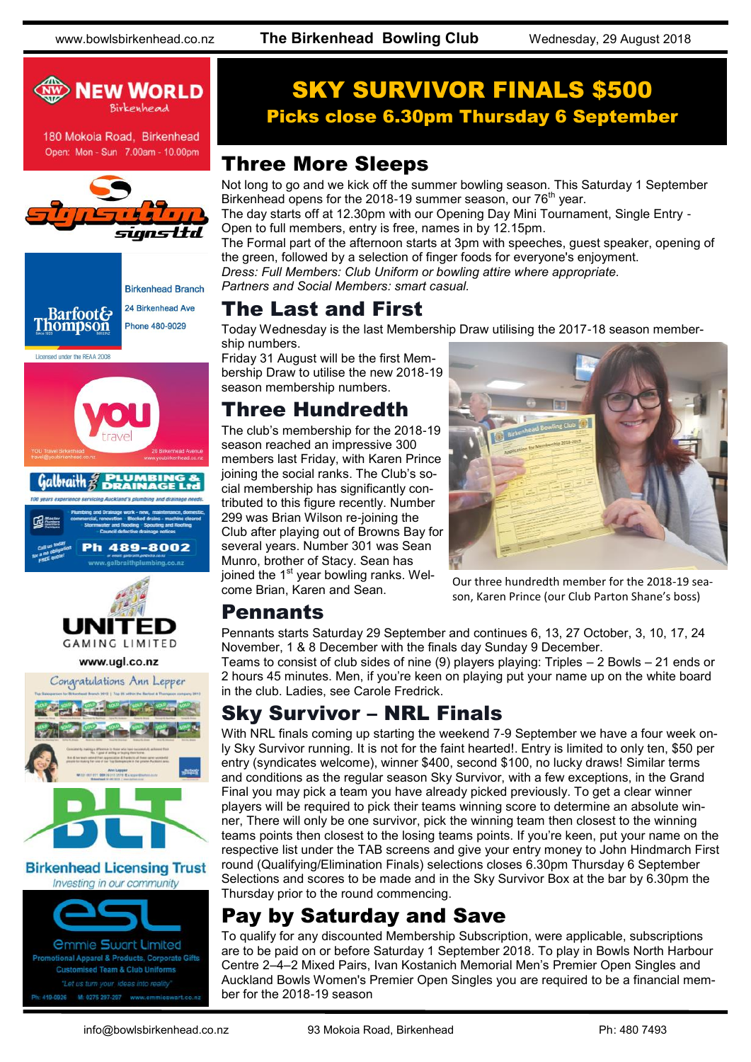# SKY SURVIVOR FINALS $500

**Picks close 6.30pm Thursday 6 September**

## Three More Sleeps

Not long to go and we kick off the summer bowling season. This Saturday 1 September Birkenhead opens for the 2018-19 summer season, our 76th year.

The day starts off at 12.30pm with our Opening Day Mini Tournament, Single Entry - Open to full members, entry is free, names in by 12.15pm.

The Formal part of the afternoon starts at 3pm with speeches, guest speaker, opening of the green, followed by a selection of finger foods for everyone's enjoyment.

*Dress: Full Members: Club Uniform or bowling attire where appropriate.*

*Partners and Social Members: smart casual.*

## The Last and First

Today Wednesday is the last Membership Draw utilising the 2017-18 season membership numbers.

Friday 31 August will be the first Membership Draw to utilise the new 2018-19 season membership numbers.

## Three Hundredth

The club's membership for the 2018-19 season reached an impressive 300 members last Friday, with Karen Prince joining the social ranks. The Club's social membership has significantly contributed to this figure recently. Number 299 was Brian Wilson re-joining the Club after playing out of Browns Bay for several years. Number 301 was Sean Munro, brother of Stacy. Sean has joined the 1st year bowling ranks. Welcome Brian, Karen and Sean.

Our three hundredth member for the 2018-19 season, Karen Prince (our Club Parton Shane's boss)

## Pennants

Pennants starts Saturday 29 September and continues 6, 13, 27 October, 3, 10, 17, 24 November, 1 & 8 December with the finals day Sunday 9 December.

Teams to consist of club sides of nine (9) players playing: Triples – 2 Bowls – 21 ends or 2 hours 45 minutes. Men, if you're keen on playing put your name up on the white board in the club. Ladies, see Carole Fredrick.

## Sky Survivor – NRL Finals

With NRL finals coming up starting the weekend 7-9 September we have a four week only Sky Survivor running. It is not for the faint hearted!. Entry is limited to only ten, $50 per entry (syndicates welcome), winner $400, second $100, no lucky draws! Similar terms and conditions as the regular season Sky Survivor, with a few exceptions, in the Grand Final you may pick a team you have already picked previously. To get a clear winner players will be required to pick their teams winning score to determine an absolute winner, There will only be one survivor, pick the winning team then closest to the winning teams points then closest to the losing teams points. If you're keen, put your name on the respective list under the TAB screens and give your entry money to John Hindmarch First round (Qualifying/Elimination Finals) selections closes 6.30pm Thursday 6 September Selections and scores to be made and in the Sky Survivor Box at the bar by 6.30pm the Thursday prior to the round commencing.

## Pay by Saturday and Save

To qualify for any discounted Membership Subscription, were applicable, subscriptions are to be paid on or before Saturday 1 September 2018. To play in Bowls North Harbour Centre 2–4–2 Mixed Pairs, Ivan Kostanich Memorial Men's Premier Open Singles and Auckland Bowls Women's Premier Open Singles you are required to be a financial member for the 2018-19 season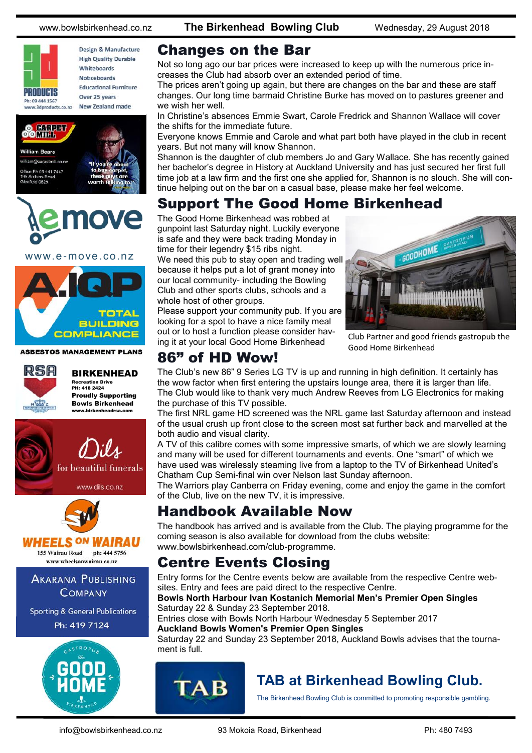# Changes on the Bar

Not so long ago our bar prices were increased to keep up with the numerous price increases the Club had absorb over an extended period of time.

The prices aren't going up again, but there are changes on the bar and these are staff changes. Our long time barmaid Christine Burke has moved on to pastures greener and we wish her well.

In Christine's absences Emmie Swart, Carole Fredrick and Shannon Wallace will cover the shifts for the immediate future.

Everyone knows Emmie and Carole and what part both have played in the club in recent years. But not many will know Shannon.

Shannon is the daughter of club members Jo and Gary Wallace. She has recently gained her bachelor's degree in History at Auckland University and has just secured her first full time job at a law firm and the first one she applied for, Shannon is no slouch. She will continue helping out on the bar on a casual base, please make her feel welcome.

# Support The Good Home Birkenhead

The Good Home Birkenhead was robbed at gunpoint last Saturday night. Luckily everyone is safe and they were back trading Monday in time for their legendry $15 ribs night.

We need this pub to stay open and trading well because it helps put a lot of grant money into our local community- including the Bowling Club and other sports clubs, schools and a whole host of other groups.

Please support your community pub. If you are looking for a spot to have a nice family meal out or to host a function please consider having it at your local Good Home Birkenhead

Club Partner and good friends gastropub the Good Home Birkenhead

# 86" of HD Wow!

The Club's new 86" 9 Series LG TV is up and running in high definition. It certainly has the wow factor when first entering the upstairs lounge area, there it is larger than life.

The Club would like to thank very much Andrew Reeves from LG Electronics for making the purchase of this TV possible.

The first NRL game HD screened was the NRL game last Saturday afternoon and instead of the usual crush up front close to the screen most sat further back and marvelled at the both audio and visual clarity.

A TV of this calibre comes with some impressive smarts, of which we are slowly learning and many will be used for different tournaments and events. One "smart" of which we have used was wirelessly steaming live from a laptop to the TV of Birkenhead United's Chatham Cup Semi-final win over Nelson last Sunday afternoon.

The Warriors play Canberra on Friday evening, come and enjoy the game in the comfort of the Club, live on the new TV, it is impressive.

# Handbook Available Now

The handbook has arrived and is available from the Club. The playing programme for the coming season is also available for download from the clubs website: www.bowlsbirkenhead.com/club-programme.

# Centre Events Closing

Entry forms for the Centre events below are available from the respective Centre websites. Entry and fees are paid direct to the respective Centre.

**Bowls North Harbour Ivan Kostanich Memorial Men's Premier Open Singles**

Saturday 22 & Sunday 23 September 2018.

Entries close with Bowls North Harbour Wednesday 5 September 2017

**Auckland Bowls Women's Premier Open Singles**

Saturday 22 and Sunday 23 September 2018, Auckland Bowls advises that the tournament is full.

## TAB at Birkenhead Bowling Club.

The Birkenhead Bowling Club is committed to promoting responsible gambling.

---

3d PRODUCTS — Ph: 09 444 1567 — www.3dproducts.co.nz — Design & Manufacture, High Quality Durable Whiteboards, Noticeboards, Educational Furniture, Over 25 years, New Zealand made

CARPET MILL — William Beare — william@carpetmill.co.nz — Office Ph 09 441 7447 — 195 Archers Road, Glenfield 0629 — "If you're about to buy carpet, these guys are worth talking to"

emove — www.e-move.co.nz

A.IQP — TOTAL BUILDING COMPLIANCE — ASBESTOS MANAGEMENT PLANS

RSA — BIRKENHEAD — Recreation Drive — PH: 418 2424 — Proudly Supporting Bowls Birkenhead — www.birkenheadrsa.com

Dils — for beautiful funerals — www.dils.co.nz

WHEELS ON WAIRAU — 155 Wairau Road — ph: 444 5756 — www.wheelsonwairau.co.nz

AKARANA PUBLISHING COMPANY — Sporting & General Publications — Ph: 419 7124

The GOOD HOME — GASTROPUB — BIRKENHEAD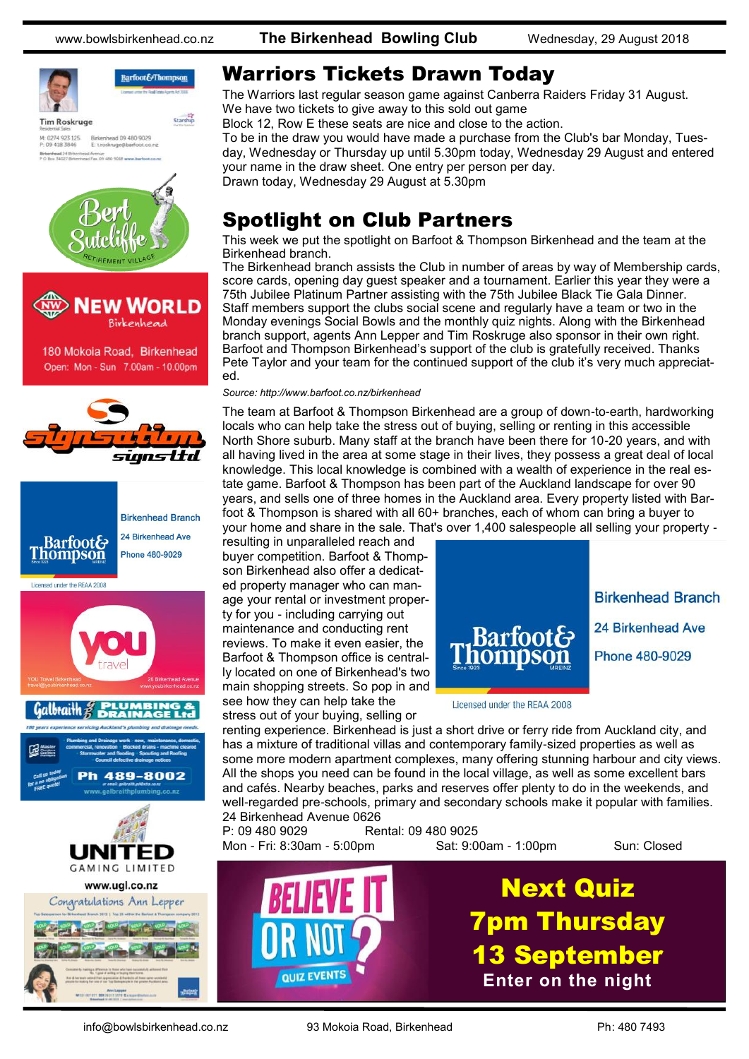# Warriors Tickets Drawn Today

The Warriors last regular season game against Canberra Raiders Friday 31 August. We have two tickets to give away to this sold out game

Block 12, Row E these seats are nice and close to the action.

To be in the draw you would have made a purchase from the Club's bar Monday, Tuesday, Wednesday or Thursday up until 5.30pm today, Wednesday 29 August and entered your name in the draw sheet. One entry per person per day.

Drawn today, Wednesday 29 August at 5.30pm

# Spotlight on Club Partners

This week we put the spotlight on Barfoot & Thompson Birkenhead and the team at the Birkenhead branch.

The Birkenhead branch assists the Club in number of areas by way of Membership cards, score cards, opening day guest speaker and a tournament. Earlier this year they were a 75th Jubilee Platinum Partner assisting with the 75th Jubilee Black Tie Gala Dinner. Staff members support the clubs social scene and regularly have a team or two in the Monday evenings Social Bowls and the monthly quiz nights. Along with the Birkenhead branch support, agents Ann Lepper and Tim Roskruge also sponsor in their own right. Barfoot and Thompson Birkenhead's support of the club is gratefully received. Thanks Pete Taylor and your team for the continued support of the club it's very much appreciated.

*Source: http://www.barfoot.co.nz/birkenhead*

The team at Barfoot & Thompson Birkenhead are a group of down-to-earth, hardworking locals who can help take the stress out of buying, selling or renting in this accessible North Shore suburb. Many staff at the branch have been there for 10-20 years, and with all having lived in the area at some stage in their lives, they possess a great deal of local knowledge. This local knowledge is combined with a wealth of experience in the real estate game. Barfoot & Thompson has been part of the Auckland landscape for over 90 years, and sells one of three homes in the Auckland area. Every property listed with Barfoot & Thompson is shared with all 60+ branches, each of whom can bring a buyer to your home and share in the sale. That's over 1,400 salespeople all selling your property - resulting in unparalleled reach and buyer competition. Barfoot & Thompson Birkenhead also offer a dedicated property manager who can manage your rental or investment property for you - including carrying out maintenance and conducting rent reviews. To make it even easier, the Barfoot & Thompson office is centrally located on one of Birkenhead's two main shopping streets. So pop in and see how they can help take the stress out of your buying, selling or renting experience. Birkenhead is just a short drive or ferry ride from Auckland city, and has a mixture of traditional villas and contemporary family-sized properties as well as some more modern apartment complexes, many offering stunning harbour and city views. All the shops you need can be found in the local village, as well as some excellent bars and cafés. Nearby beaches, parks and reserves offer plenty to do in the weekends, and well-regarded pre-schools, primary and secondary schools make it popular with families.

Barfoot & Thompson — Birkenhead Branch, 24 Birkenhead Ave, Phone 480-9029. Licensed under the REAA 2008

24 Birkenhead Avenue 0626

P: 09 480 9029 Rental: 09 480 9025

Mon - Fri: 8:30am - 5:00pm Sat: 9:00am - 1:00pm Sun: Closed

**Next Quiz**
**7pm Thursday**
**13 September**
**Enter on the night**

Tim Roskruge, Residential Sales, Barfoot & Thompson. M: 0274 923 125, P: 09 418 3846, Birkenhead 09 480 9029, E: t.roskruge@barfoot.co.nz

Bert Sutcliffe Retirement Village

New World Birkenhead — 180 Mokoia Road, Birkenhead. Open: Mon - Sun 7.00am - 10.00pm

Signsation Signs Ltd

Barfoot & Thompson — Birkenhead Branch, 24 Birkenhead Ave, Phone 480-9029. Licensed under the REAA 2008

You Travel Birkenhead — 20 Birkenhead Avenue, www.youbirkenhead.co.nz

Galbraith Plumbing & Drainage Ltd — Ph 489-8002, www.galbraithplumbing.co.nz

United Gaming Limited — www.ugl.co.nz

Congratulations Ann Lepper